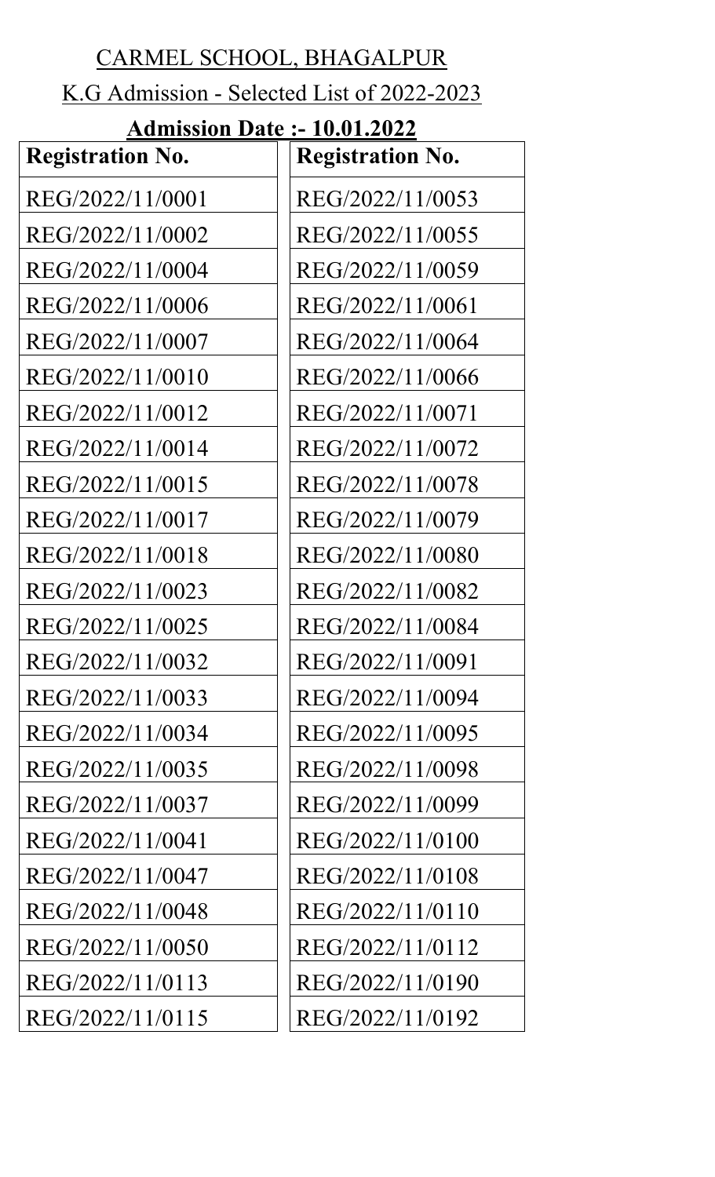# CARMEL SCHOOL, BHAGALPUR

## K.G Admission - Selected List of 2022-2023

**Admission Date :- 10.01.2022**

| Registration No. | Registration No. |
|---|---|
| REG/2022/11/0001 | REG/2022/11/0053 |
| REG/2022/11/0002 | REG/2022/11/0055 |
| REG/2022/11/0004 | REG/2022/11/0059 |
| REG/2022/11/0006 | REG/2022/11/0061 |
| REG/2022/11/0007 | REG/2022/11/0064 |
| REG/2022/11/0010 | REG/2022/11/0066 |
| REG/2022/11/0012 | REG/2022/11/0071 |
| REG/2022/11/0014 | REG/2022/11/0072 |
| REG/2022/11/0015 | REG/2022/11/0078 |
| REG/2022/11/0017 | REG/2022/11/0079 |
| REG/2022/11/0018 | REG/2022/11/0080 |
| REG/2022/11/0023 | REG/2022/11/0082 |
| REG/2022/11/0025 | REG/2022/11/0084 |
| REG/2022/11/0032 | REG/2022/11/0091 |
| REG/2022/11/0033 | REG/2022/11/0094 |
| REG/2022/11/0034 | REG/2022/11/0095 |
| REG/2022/11/0035 | REG/2022/11/0098 |
| REG/2022/11/0037 | REG/2022/11/0099 |
| REG/2022/11/0041 | REG/2022/11/0100 |
| REG/2022/11/0047 | REG/2022/11/0108 |
| REG/2022/11/0048 | REG/2022/11/0110 |
| REG/2022/11/0050 | REG/2022/11/0112 |
| REG/2022/11/0113 | REG/2022/11/0190 |
| REG/2022/11/0115 | REG/2022/11/0192 |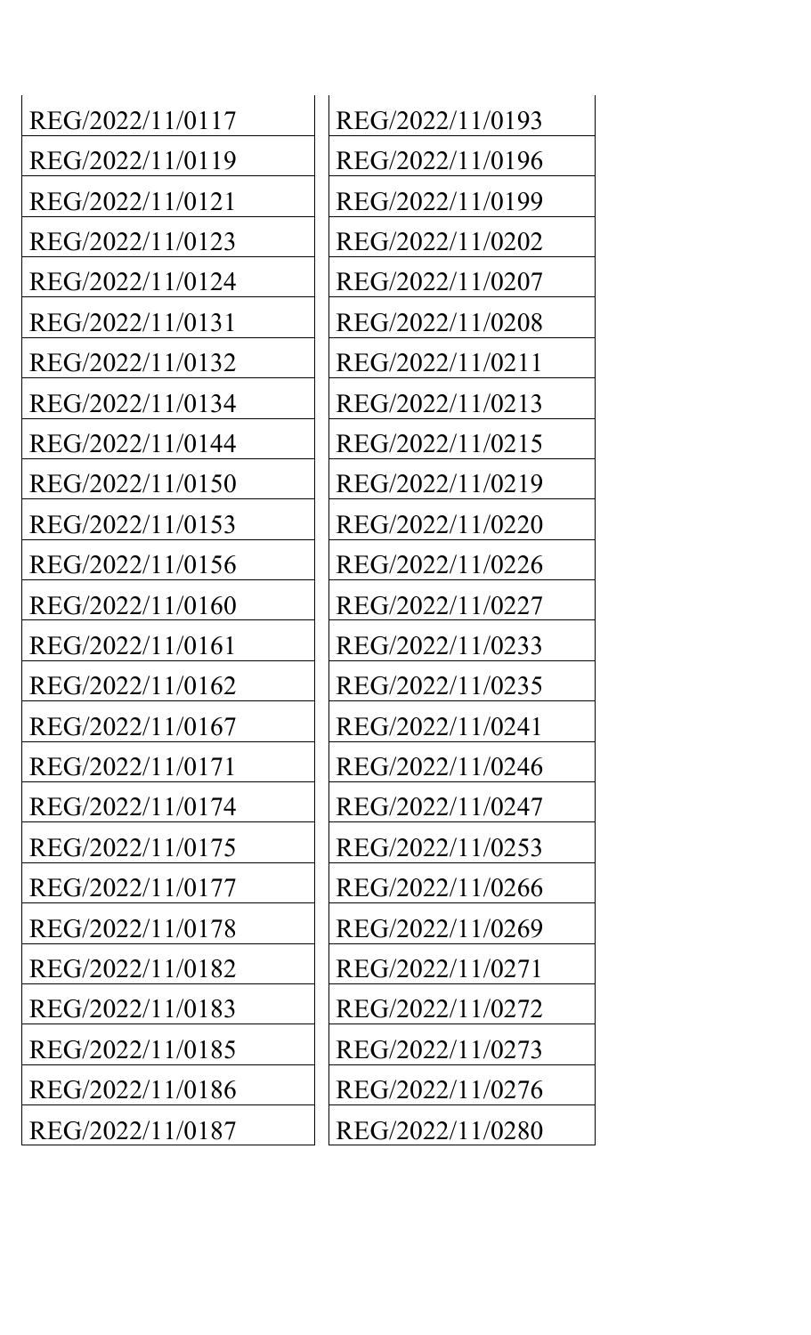| | |
|---|---|
| REG/2022/11/0117 | REG/2022/11/0193 |
| REG/2022/11/0119 | REG/2022/11/0196 |
| REG/2022/11/0121 | REG/2022/11/0199 |
| REG/2022/11/0123 | REG/2022/11/0202 |
| REG/2022/11/0124 | REG/2022/11/0207 |
| REG/2022/11/0131 | REG/2022/11/0208 |
| REG/2022/11/0132 | REG/2022/11/0211 |
| REG/2022/11/0134 | REG/2022/11/0213 |
| REG/2022/11/0144 | REG/2022/11/0215 |
| REG/2022/11/0150 | REG/2022/11/0219 |
| REG/2022/11/0153 | REG/2022/11/0220 |
| REG/2022/11/0156 | REG/2022/11/0226 |
| REG/2022/11/0160 | REG/2022/11/0227 |
| REG/2022/11/0161 | REG/2022/11/0233 |
| REG/2022/11/0162 | REG/2022/11/0235 |
| REG/2022/11/0167 | REG/2022/11/0241 |
| REG/2022/11/0171 | REG/2022/11/0246 |
| REG/2022/11/0174 | REG/2022/11/0247 |
| REG/2022/11/0175 | REG/2022/11/0253 |
| REG/2022/11/0177 | REG/2022/11/0266 |
| REG/2022/11/0178 | REG/2022/11/0269 |
| REG/2022/11/0182 | REG/2022/11/0271 |
| REG/2022/11/0183 | REG/2022/11/0272 |
| REG/2022/11/0185 | REG/2022/11/0273 |
| REG/2022/11/0186 | REG/2022/11/0276 |
| REG/2022/11/0187 | REG/2022/11/0280 |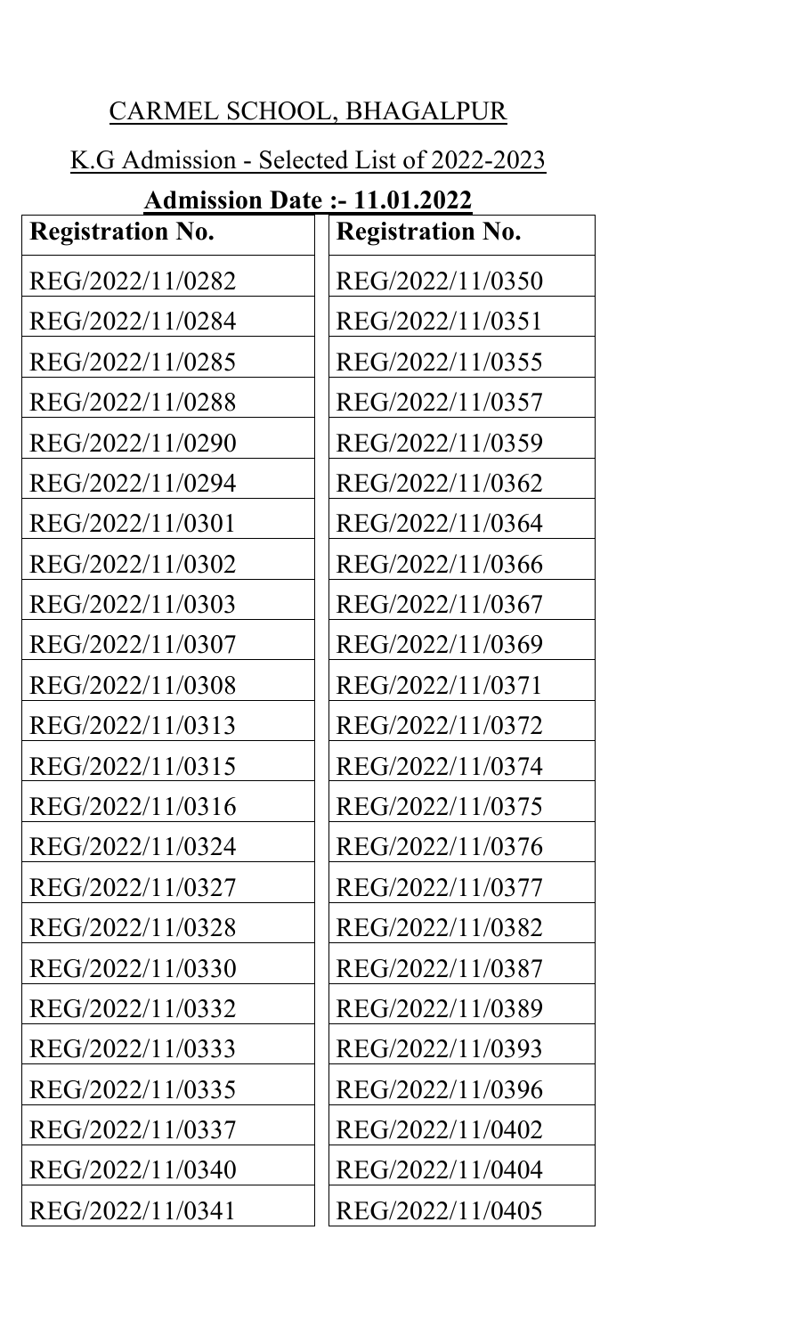CARMEL SCHOOL, BHAGALPUR

K.G Admission - Selected List of 2022-2023

**Admission Date :- 11.01.2022**

| Registration No. | Registration No. |
|---|---|
| REG/2022/11/0282 | REG/2022/11/0350 |
| REG/2022/11/0284 | REG/2022/11/0351 |
| REG/2022/11/0285 | REG/2022/11/0355 |
| REG/2022/11/0288 | REG/2022/11/0357 |
| REG/2022/11/0290 | REG/2022/11/0359 |
| REG/2022/11/0294 | REG/2022/11/0362 |
| REG/2022/11/0301 | REG/2022/11/0364 |
| REG/2022/11/0302 | REG/2022/11/0366 |
| REG/2022/11/0303 | REG/2022/11/0367 |
| REG/2022/11/0307 | REG/2022/11/0369 |
| REG/2022/11/0308 | REG/2022/11/0371 |
| REG/2022/11/0313 | REG/2022/11/0372 |
| REG/2022/11/0315 | REG/2022/11/0374 |
| REG/2022/11/0316 | REG/2022/11/0375 |
| REG/2022/11/0324 | REG/2022/11/0376 |
| REG/2022/11/0327 | REG/2022/11/0377 |
| REG/2022/11/0328 | REG/2022/11/0382 |
| REG/2022/11/0330 | REG/2022/11/0387 |
| REG/2022/11/0332 | REG/2022/11/0389 |
| REG/2022/11/0333 | REG/2022/11/0393 |
| REG/2022/11/0335 | REG/2022/11/0396 |
| REG/2022/11/0337 | REG/2022/11/0402 |
| REG/2022/11/0340 | REG/2022/11/0404 |
| REG/2022/11/0341 | REG/2022/11/0405 |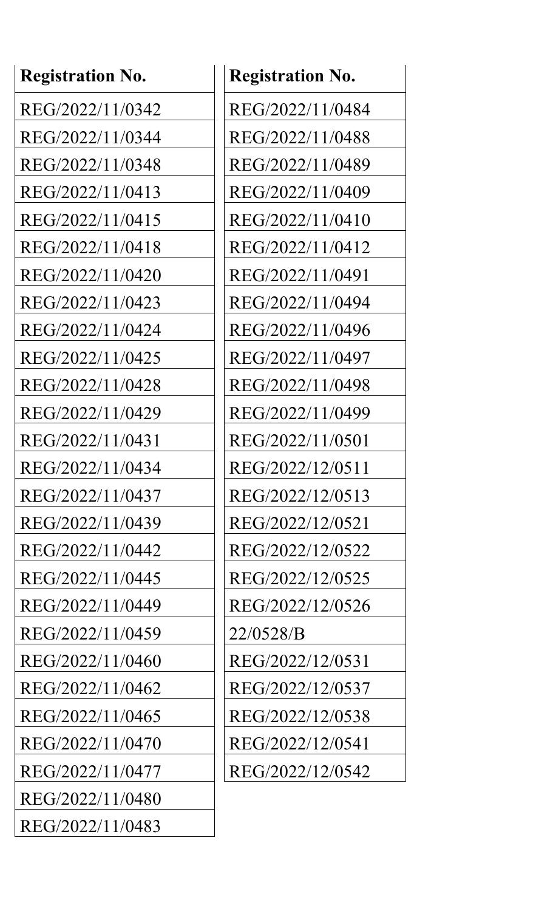| Registration No. |
|---|
| REG/2022/11/0342 |
| REG/2022/11/0344 |
| REG/2022/11/0348 |
| REG/2022/11/0413 |
| REG/2022/11/0415 |
| REG/2022/11/0418 |
| REG/2022/11/0420 |
| REG/2022/11/0423 |
| REG/2022/11/0424 |
| REG/2022/11/0425 |
| REG/2022/11/0428 |
| REG/2022/11/0429 |
| REG/2022/11/0431 |
| REG/2022/11/0434 |
| REG/2022/11/0437 |
| REG/2022/11/0439 |
| REG/2022/11/0442 |
| REG/2022/11/0445 |
| REG/2022/11/0449 |
| REG/2022/11/0459 |
| REG/2022/11/0460 |
| REG/2022/11/0462 |
| REG/2022/11/0465 |
| REG/2022/11/0470 |
| REG/2022/11/0477 |
| REG/2022/11/0480 |
| REG/2022/11/0483 |

| Registration No. |
|---|
| REG/2022/11/0484 |
| REG/2022/11/0488 |
| REG/2022/11/0489 |
| REG/2022/11/0409 |
| REG/2022/11/0410 |
| REG/2022/11/0412 |
| REG/2022/11/0491 |
| REG/2022/11/0494 |
| REG/2022/11/0496 |
| REG/2022/11/0497 |
| REG/2022/11/0498 |
| REG/2022/11/0499 |
| REG/2022/11/0501 |
| REG/2022/12/0511 |
| REG/2022/12/0513 |
| REG/2022/12/0521 |
| REG/2022/12/0522 |
| REG/2022/12/0525 |
| REG/2022/12/0526 |
| 22/0528/B |
| REG/2022/12/0531 |
| REG/2022/12/0537 |
| REG/2022/12/0538 |
| REG/2022/12/0541 |
| REG/2022/12/0542 |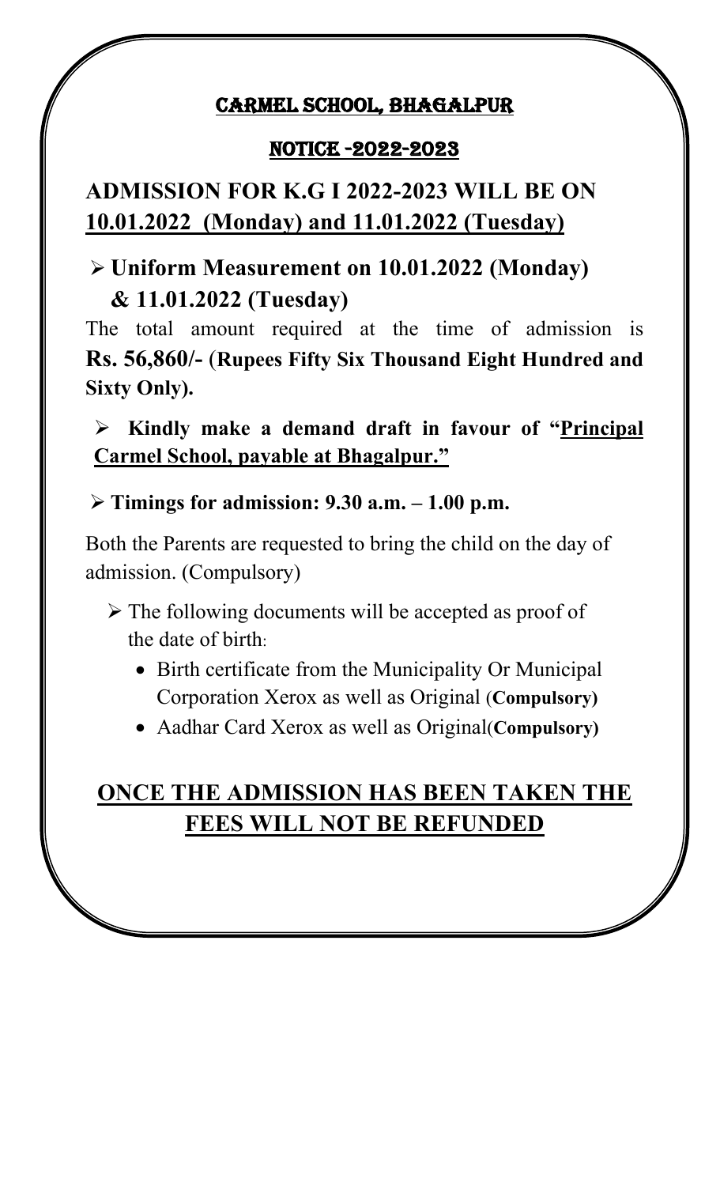# CARMEL SCHOOL, BHAGALPUR

## NOTICE -2022-2023

## ADMISSION FOR K.G I 2022-2023 WILL BE ON 10.01.2022 (Monday) and 11.01.2022 (Tuesday)

- **Uniform Measurement on 10.01.2022 (Monday) & 11.01.2022 (Tuesday)**

The total amount required at the time of admission is **Rs. 56,860/-** (**Rupees Fifty Six Thousand Eight Hundred and Sixty Only).**

- **Kindly make a demand draft in favour of "Principal Carmel School, payable at Bhagalpur."**

- **Timings for admission: 9.30 a.m. – 1.00 p.m.**

Both the Parents are requested to bring the child on the day of admission. (Compulsory)

- The following documents will be accepted as proof of the date of birth:
  - Birth certificate from the Municipality Or Municipal Corporation Xerox as well as Original (**Compulsory)**
  - Aadhar Card Xerox as well as Original(**Compulsory)**

## ONCE THE ADMISSION HAS BEEN TAKEN THE FEES WILL NOT BE REFUNDED